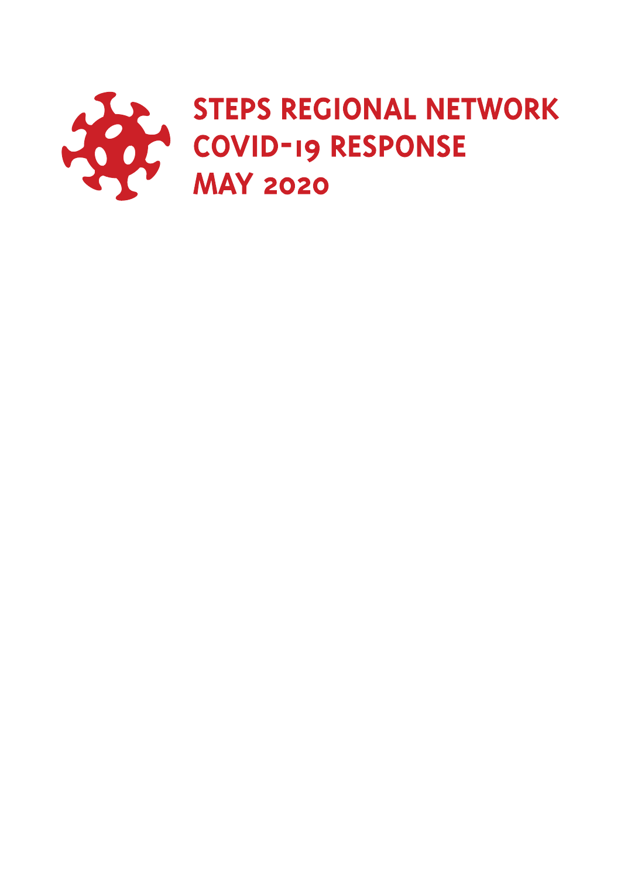# STEPS REGIONAL NETWORK COVID-19 RESPONSE MAY 2020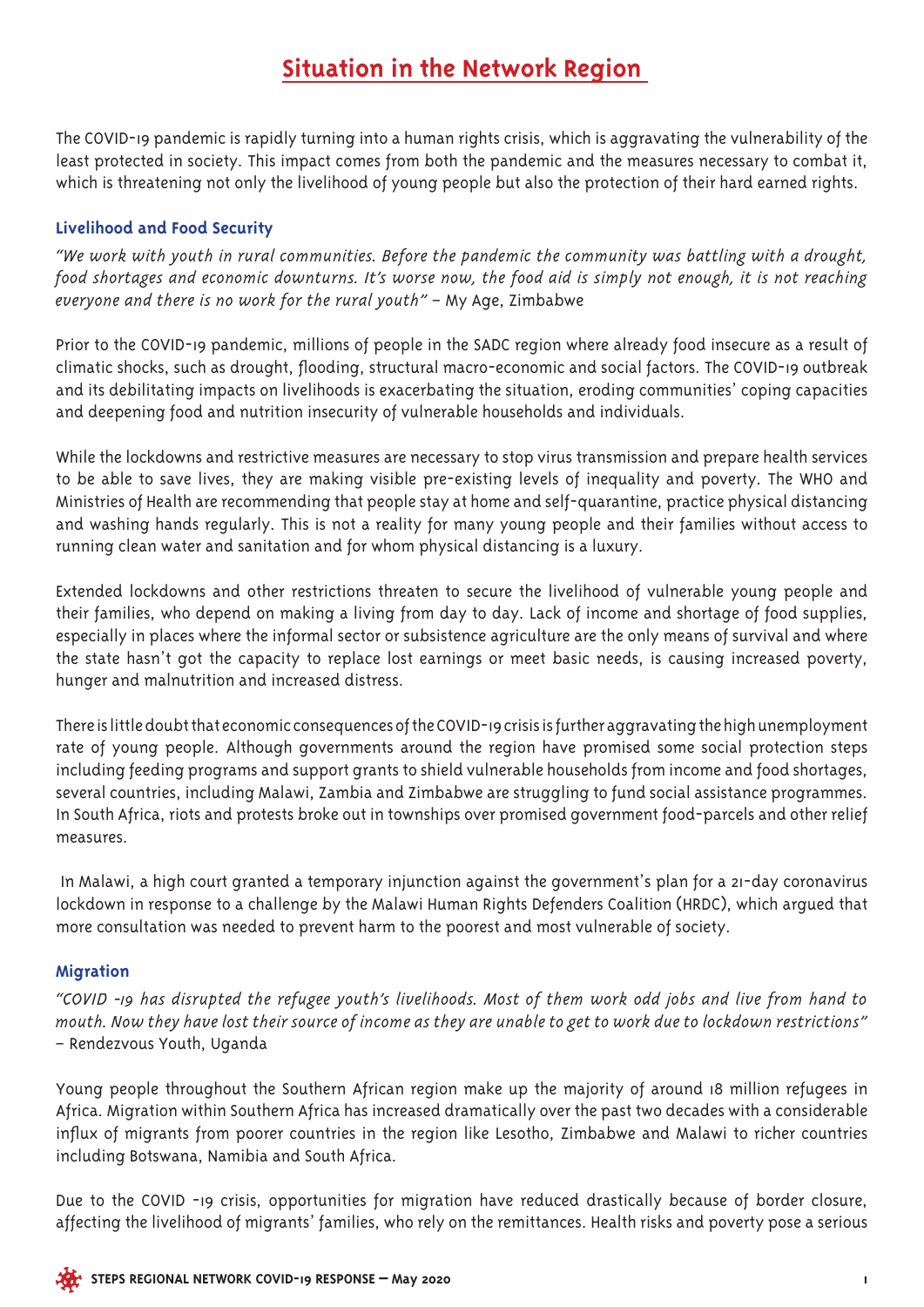# Situation in the Network Region

The COVID-19 pandemic is rapidly turning into a human rights crisis, which is aggravating the vulnerability of the least protected in society. This impact comes from both the pandemic and the measures necessary to combat it, which is threatening not only the livelihood of young people but also the protection of their hard earned rights.

### Livelihood and Food Security

*"We work with youth in rural communities. Before the pandemic the community was battling with a drought, food shortages and economic downturns. It's worse now, the food aid is simply not enough, it is not reaching everyone and there is no work for the rural youth"* – My Age, Zimbabwe

Prior to the COVID-19 pandemic, millions of people in the SADC region where already food insecure as a result of climatic shocks, such as drought, flooding, structural macro-economic and social factors. The COVID-19 outbreak and its debilitating impacts on livelihoods is exacerbating the situation, eroding communities' coping capacities and deepening food and nutrition insecurity of vulnerable households and individuals.

While the lockdowns and restrictive measures are necessary to stop virus transmission and prepare health services to be able to save lives, they are making visible pre-existing levels of inequality and poverty. The WHO and Ministries of Health are recommending that people stay at home and self-quarantine, practice physical distancing and washing hands regularly. This is not a reality for many young people and their families without access to running clean water and sanitation and for whom physical distancing is a luxury.

Extended lockdowns and other restrictions threaten to secure the livelihood of vulnerable young people and their families, who depend on making a living from day to day. Lack of income and shortage of food supplies, especially in places where the informal sector or subsistence agriculture are the only means of survival and where the state hasn't got the capacity to replace lost earnings or meet basic needs, is causing increased poverty, hunger and malnutrition and increased distress.

There is little doubt that economic consequences of the COVID-19 crisis is further aggravating the high unemployment rate of young people. Although governments around the region have promised some social protection steps including feeding programs and support grants to shield vulnerable households from income and food shortages, several countries, including Malawi, Zambia and Zimbabwe are struggling to fund social assistance programmes. In South Africa, riots and protests broke out in townships over promised government food-parcels and other relief measures.

In Malawi, a high court granted a temporary injunction against the government's plan for a 21-day coronavirus lockdown in response to a challenge by the Malawi Human Rights Defenders Coalition (HRDC), which argued that more consultation was needed to prevent harm to the poorest and most vulnerable of society.

### Migration

*"COVID -19 has disrupted the refugee youth's livelihoods. Most of them work odd jobs and live from hand to mouth. Now they have lost their source of income as they are unable to get to work due to lockdown restrictions"* – Rendezvous Youth, Uganda

Young people throughout the Southern African region make up the majority of around 18 million refugees in Africa. Migration within Southern Africa has increased dramatically over the past two decades with a considerable influx of migrants from poorer countries in the region like Lesotho, Zimbabwe and Malawi to richer countries including Botswana, Namibia and South Africa.

Due to the COVID -19 crisis, opportunities for migration have reduced drastically because of border closure, affecting the livelihood of migrants' families, who rely on the remittances. Health risks and poverty pose a serious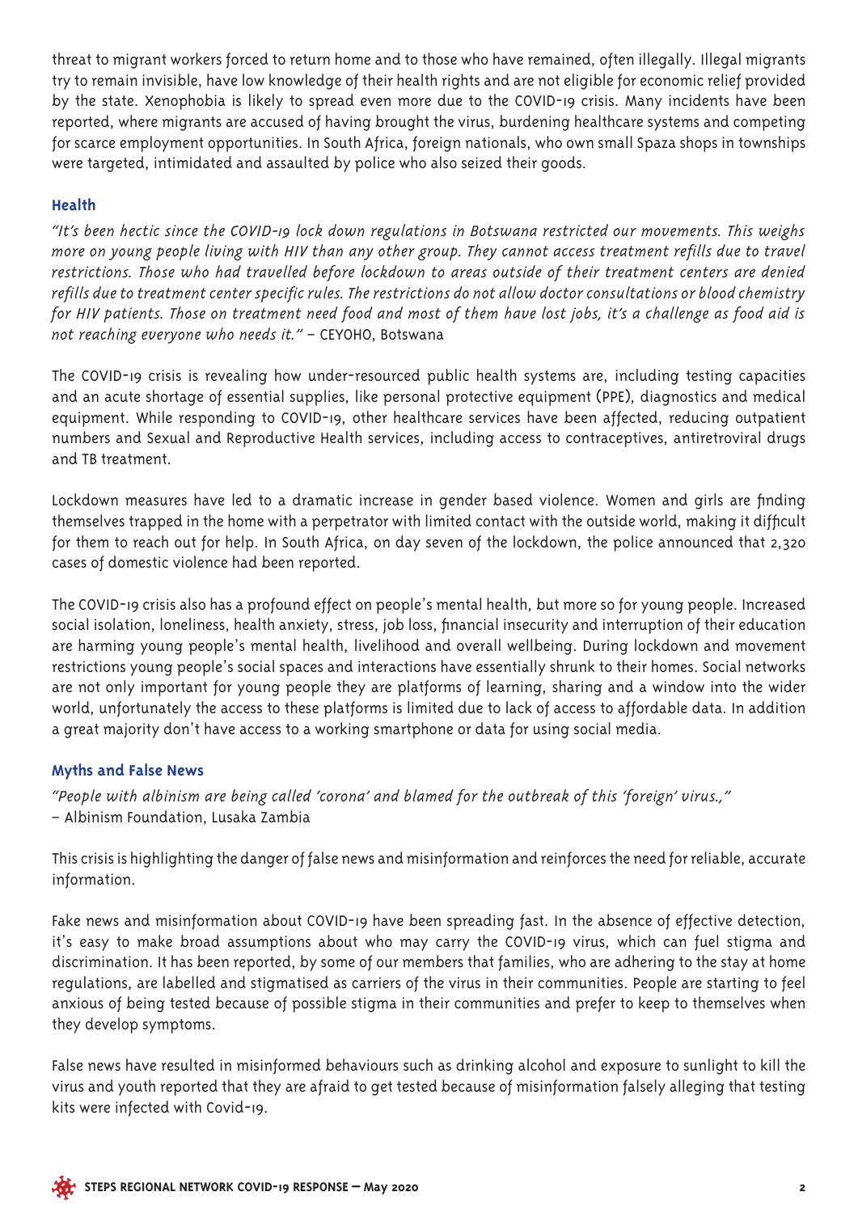threat to migrant workers forced to return home and to those who have remained, often illegally. Illegal migrants try to remain invisible, have low knowledge of their health rights and are not eligible for economic relief provided by the state. Xenophobia is likely to spread even more due to the COVID-19 crisis. Many incidents have been reported, where migrants are accused of having brought the virus, burdening healthcare systems and competing for scarce employment opportunities. In South Africa, foreign nationals, who own small Spaza shops in townships were targeted, intimidated and assaulted by police who also seized their goods.

## Health

*"It's been hectic since the COVID-19 lock down regulations in Botswana restricted our movements. This weighs more on young people living with HIV than any other group. They cannot access treatment refills due to travel restrictions. Those who had travelled before lockdown to areas outside of their treatment centers are denied refills due to treatment center specific rules. The restrictions do not allow doctor consultations or blood chemistry for HIV patients. Those on treatment need food and most of them have lost jobs, it's a challenge as food aid is not reaching everyone who needs it."* – CEYOHO, Botswana

The COVID-19 crisis is revealing how under-resourced public health systems are, including testing capacities and an acute shortage of essential supplies, like personal protective equipment (PPE), diagnostics and medical equipment. While responding to COVID-19, other healthcare services have been affected, reducing outpatient numbers and Sexual and Reproductive Health services, including access to contraceptives, antiretroviral drugs and TB treatment.

Lockdown measures have led to a dramatic increase in gender based violence. Women and girls are finding themselves trapped in the home with a perpetrator with limited contact with the outside world, making it difficult for them to reach out for help. In South Africa, on day seven of the lockdown, the police announced that 2,320 cases of domestic violence had been reported.

The COVID-19 crisis also has a profound effect on people's mental health, but more so for young people. Increased social isolation, loneliness, health anxiety, stress, job loss, financial insecurity and interruption of their education are harming young people's mental health, livelihood and overall wellbeing. During lockdown and movement restrictions young people's social spaces and interactions have essentially shrunk to their homes. Social networks are not only important for young people they are platforms of learning, sharing and a window into the wider world, unfortunately the access to these platforms is limited due to lack of access to affordable data. In addition a great majority don't have access to a working smartphone or data for using social media.

## Myths and False News

*"People with albinism are being called 'corona' and blamed for the outbreak of this 'foreign' virus.,"*
– Albinism Foundation, Lusaka Zambia

This crisis is highlighting the danger of false news and misinformation and reinforces the need for reliable, accurate information.

Fake news and misinformation about COVID-19 have been spreading fast. In the absence of effective detection, it's easy to make broad assumptions about who may carry the COVID-19 virus, which can fuel stigma and discrimination. It has been reported, by some of our members that families, who are adhering to the stay at home regulations, are labelled and stigmatised as carriers of the virus in their communities. People are starting to feel anxious of being tested because of possible stigma in their communities and prefer to keep to themselves when they develop symptoms.

False news have resulted in misinformed behaviours such as drinking alcohol and exposure to sunlight to kill the virus and youth reported that they are afraid to get tested because of misinformation falsely alleging that testing kits were infected with Covid-19.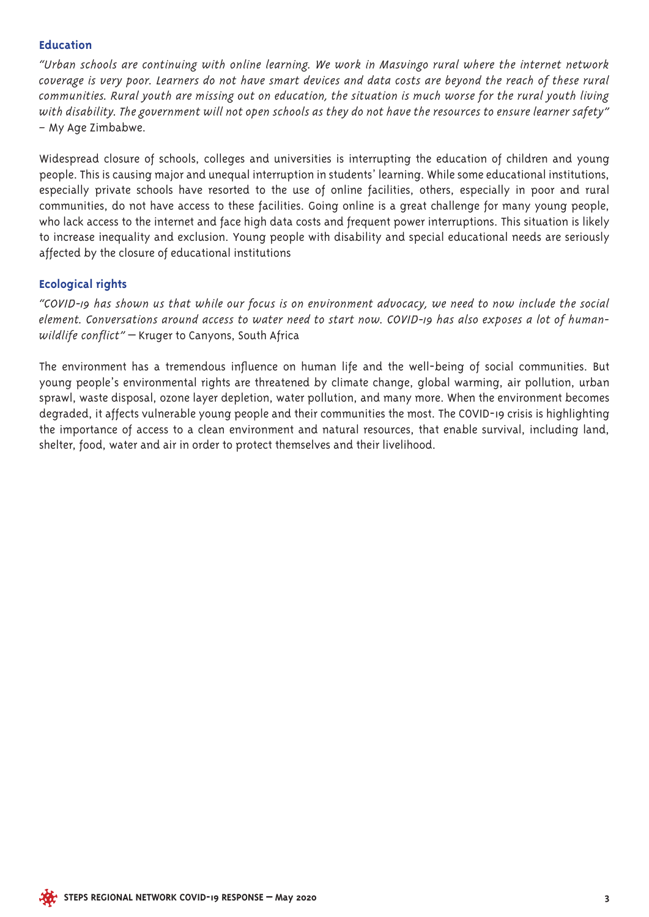### Education

*"Urban schools are continuing with online learning. We work in Masvingo rural where the internet network coverage is very poor. Learners do not have smart devices and data costs are beyond the reach of these rural communities. Rural youth are missing out on education, the situation is much worse for the rural youth living with disability. The government will not open schools as they do not have the resources to ensure learner safety"* – My Age Zimbabwe.

Widespread closure of schools, colleges and universities is interrupting the education of children and young people. This is causing major and unequal interruption in students' learning. While some educational institutions, especially private schools have resorted to the use of online facilities, others, especially in poor and rural communities, do not have access to these facilities. Going online is a great challenge for many young people, who lack access to the internet and face high data costs and frequent power interruptions. This situation is likely to increase inequality and exclusion. Young people with disability and special educational needs are seriously affected by the closure of educational institutions

### Ecological rights

*"COVID-19 has shown us that while our focus is on environment advocacy, we need to now include the social element. Conversations around access to water need to start now. COVID-19 has also exposes a lot of human-wildlife conflict"* — Kruger to Canyons, South Africa

The environment has a tremendous influence on human life and the well-being of social communities. But young people's environmental rights are threatened by climate change, global warming, air pollution, urban sprawl, waste disposal, ozone layer depletion, water pollution, and many more. When the environment becomes degraded, it affects vulnerable young people and their communities the most. The COVID-19 crisis is highlighting the importance of access to a clean environment and natural resources, that enable survival, including land, shelter, food, water and air in order to protect themselves and their livelihood.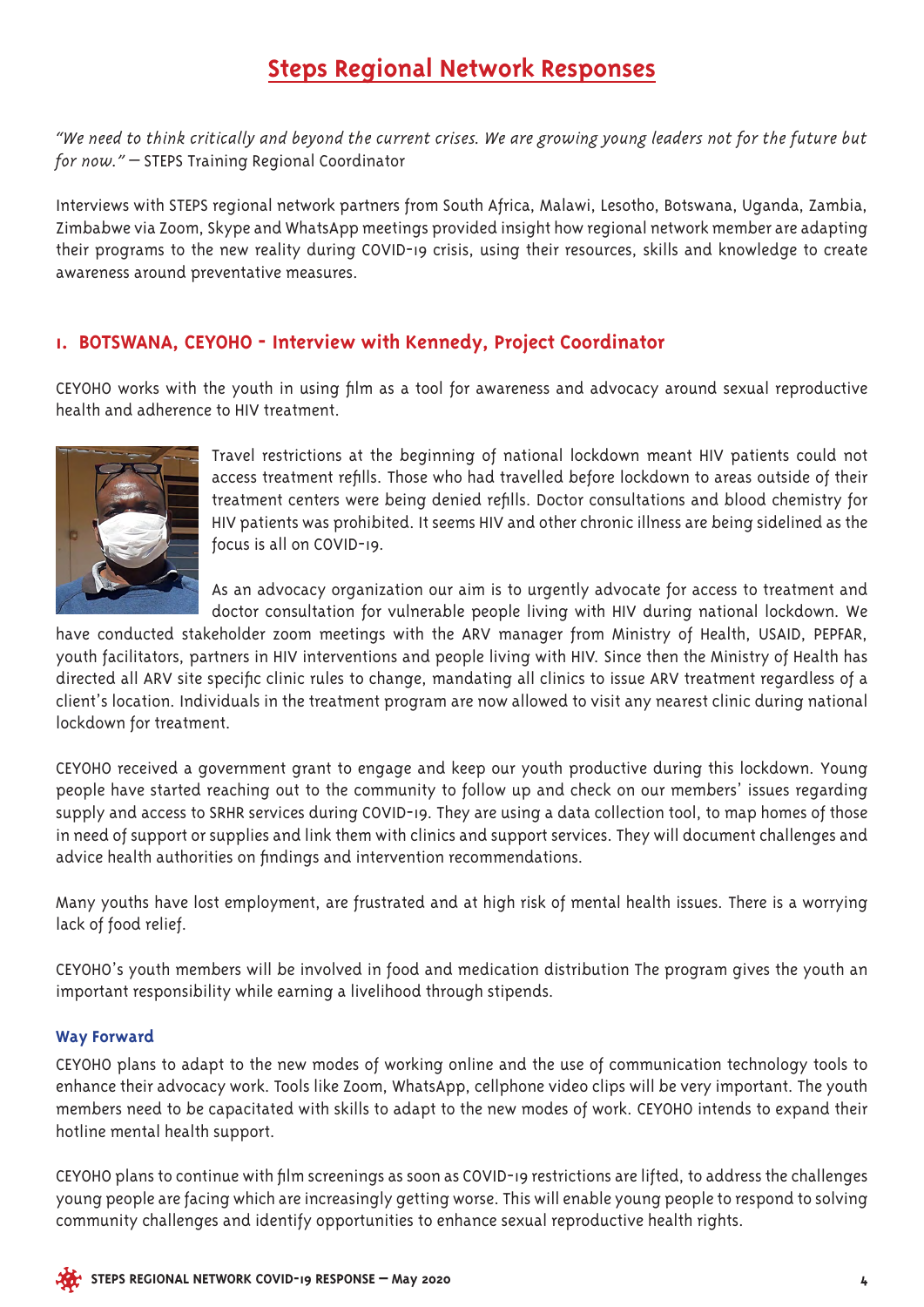# Steps Regional Network Responses

*"We need to think critically and beyond the current crises. We are growing young leaders not for the future but for now."* – STEPS Training Regional Coordinator

Interviews with STEPS regional network partners from South Africa, Malawi, Lesotho, Botswana, Uganda, Zambia, Zimbabwe via Zoom, Skype and WhatsApp meetings provided insight how regional network member are adapting their programs to the new reality during COVID-19 crisis, using their resources, skills and knowledge to create awareness around preventative measures.

## 1. BOTSWANA, CEYOHO - Interview with Kennedy, Project Coordinator

CEYOHO works with the youth in using film as a tool for awareness and advocacy around sexual reproductive health and adherence to HIV treatment.

Travel restrictions at the beginning of national lockdown meant HIV patients could not access treatment refills. Those who had travelled before lockdown to areas outside of their treatment centers were being denied refills. Doctor consultations and blood chemistry for HIV patients was prohibited. It seems HIV and other chronic illness are being sidelined as the focus is all on COVID-19.

As an advocacy organization our aim is to urgently advocate for access to treatment and doctor consultation for vulnerable people living with HIV during national lockdown. We have conducted stakeholder zoom meetings with the ARV manager from Ministry of Health, USAID, PEPFAR, youth facilitators, partners in HIV interventions and people living with HIV. Since then the Ministry of Health has directed all ARV site specific clinic rules to change, mandating all clinics to issue ARV treatment regardless of a client's location. Individuals in the treatment program are now allowed to visit any nearest clinic during national lockdown for treatment.

CEYOHO received a government grant to engage and keep our youth productive during this lockdown. Young people have started reaching out to the community to follow up and check on our members' issues regarding supply and access to SRHR services during COVID-19. They are using a data collection tool, to map homes of those in need of support or supplies and link them with clinics and support services. They will document challenges and advice health authorities on findings and intervention recommendations.

Many youths have lost employment, are frustrated and at high risk of mental health issues. There is a worrying lack of food relief.

CEYOHO's youth members will be involved in food and medication distribution The program gives the youth an important responsibility while earning a livelihood through stipends.

### Way Forward

CEYOHO plans to adapt to the new modes of working online and the use of communication technology tools to enhance their advocacy work. Tools like Zoom, WhatsApp, cellphone video clips will be very important. The youth members need to be capacitated with skills to adapt to the new modes of work. CEYOHO intends to expand their hotline mental health support.

CEYOHO plans to continue with film screenings as soon as COVID-19 restrictions are lifted, to address the challenges young people are facing which are increasingly getting worse. This will enable young people to respond to solving community challenges and identify opportunities to enhance sexual reproductive health rights.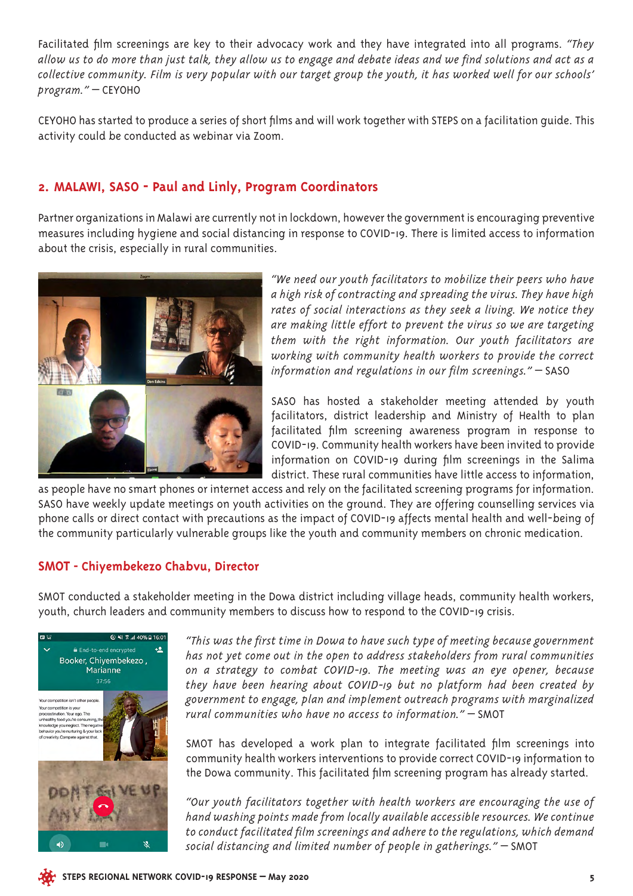Facilitated film screenings are key to their advocacy work and they have integrated into all programs. *"They allow us to do more than just talk, they allow us to engage and debate ideas and we find solutions and act as a collective community. Film is very popular with our target group the youth, it has worked well for our schools' program."* — CEYOHO

CEYOHO has started to produce a series of short films and will work together with STEPS on a facilitation guide. This activity could be conducted as webinar via Zoom.

## 2. MALAWI, SASO - Paul and Linly, Program Coordinators

Partner organizations in Malawi are currently not in lockdown, however the government is encouraging preventive measures including hygiene and social distancing in response to COVID-19. There is limited access to information about the crisis, especially in rural communities.

*"We need our youth facilitators to mobilize their peers who have a high risk of contracting and spreading the virus. They have high rates of social interactions as they seek a living. We notice they are making little effort to prevent the virus so we are targeting them with the right information. Our youth facilitators are working with community health workers to provide the correct information and regulations in our film screenings."* — SASO

SASO has hosted a stakeholder meeting attended by youth facilitators, district leadership and Ministry of Health to plan facilitated film screening awareness program in response to COVID-19. Community health workers have been invited to provide information on COVID-19 during film screenings in the Salima district. These rural communities have little access to information, as people have no smart phones or internet access and rely on the facilitated screening programs for information. SASO have weekly update meetings on youth activities on the ground. They are offering counselling services via phone calls or direct contact with precautions as the impact of COVID-19 affects mental health and well-being of the community particularly vulnerable groups like the youth and community members on chronic medication.

## SMOT - Chiyembekezo Chabvu, Director

SMOT conducted a stakeholder meeting in the Dowa district including village heads, community health workers, youth, church leaders and community members to discuss how to respond to the COVID-19 crisis.

*"This was the first time in Dowa to have such type of meeting because government has not yet come out in the open to address stakeholders from rural communities on a strategy to combat COVID-19. The meeting was an eye opener, because they have been hearing about COVID-19 but no platform had been created by government to engage, plan and implement outreach programs with marginalized rural communities who have no access to information."* — SMOT

SMOT has developed a work plan to integrate facilitated film screenings into community health workers interventions to provide correct COVID-19 information to the Dowa community. This facilitated film screening program has already started.

*"Our youth facilitators together with health workers are encouraging the use of hand washing points made from locally available accessible resources. We continue to conduct facilitated film screenings and adhere to the regulations, which demand social distancing and limited number of people in gatherings."* — SMOT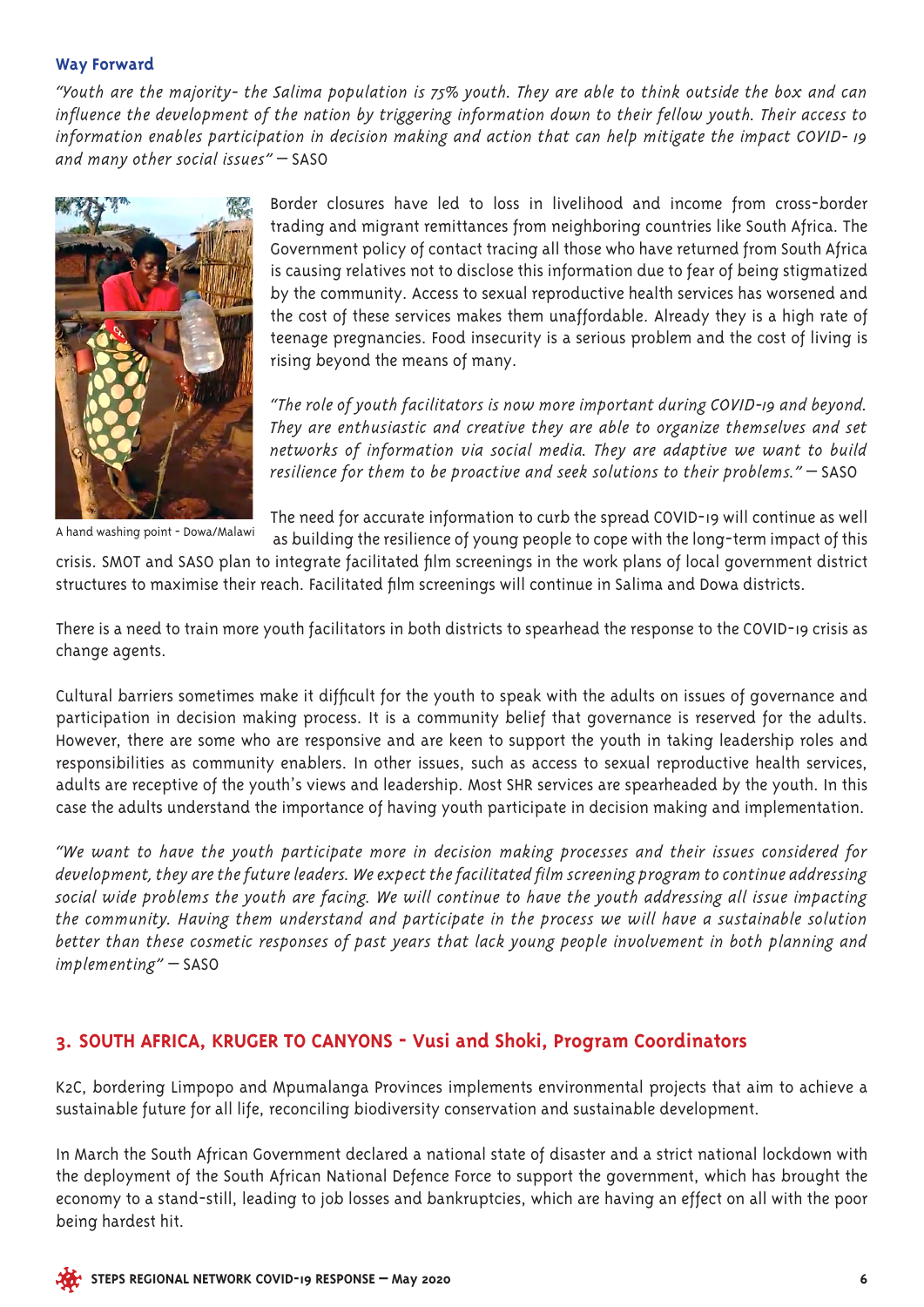### Way Forward

*"Youth are the majority- the Salima population is 75% youth. They are able to think outside the box and can influence the development of the nation by triggering information down to their fellow youth. Their access to information enables participation in decision making and action that can help mitigate the impact COVID- 19 and many other social issues"* — SASO

A hand washing point - Dowa/Malawi

Border closures have led to loss in livelihood and income from cross-border trading and migrant remittances from neighboring countries like South Africa. The Government policy of contact tracing all those who have returned from South Africa is causing relatives not to disclose this information due to fear of being stigmatized by the community. Access to sexual reproductive health services has worsened and the cost of these services makes them unaffordable. Already they is a high rate of teenage pregnancies. Food insecurity is a serious problem and the cost of living is rising beyond the means of many.

*"The role of youth facilitators is now more important during COVID-19 and beyond. They are enthusiastic and creative they are able to organize themselves and set networks of information via social media. They are adaptive we want to build resilience for them to be proactive and seek solutions to their problems."* — SASO

The need for accurate information to curb the spread COVID-19 will continue as well as building the resilience of young people to cope with the long-term impact of this crisis. SMOT and SASO plan to integrate facilitated film screenings in the work plans of local government district structures to maximise their reach. Facilitated film screenings will continue in Salima and Dowa districts.

There is a need to train more youth facilitators in both districts to spearhead the response to the COVID-19 crisis as change agents.

Cultural barriers sometimes make it difficult for the youth to speak with the adults on issues of governance and participation in decision making process. It is a community belief that governance is reserved for the adults. However, there are some who are responsive and are keen to support the youth in taking leadership roles and responsibilities as community enablers. In other issues, such as access to sexual reproductive health services, adults are receptive of the youth's views and leadership. Most SHR services are spearheaded by the youth. In this case the adults understand the importance of having youth participate in decision making and implementation.

*"We want to have the youth participate more in decision making processes and their issues considered for development, they are the future leaders. We expect the facilitated film screening program to continue addressing social wide problems the youth are facing. We will continue to have the youth addressing all issue impacting the community. Having them understand and participate in the process we will have a sustainable solution better than these cosmetic responses of past years that lack young people involvement in both planning and implementing"* — SASO

## 3. SOUTH AFRICA, KRUGER TO CANYONS - Vusi and Shoki, Program Coordinators

K2C, bordering Limpopo and Mpumalanga Provinces implements environmental projects that aim to achieve a sustainable future for all life, reconciling biodiversity conservation and sustainable development.

In March the South African Government declared a national state of disaster and a strict national lockdown with the deployment of the South African National Defence Force to support the government, which has brought the economy to a stand-still, leading to job losses and bankruptcies, which are having an effect on all with the poor being hardest hit.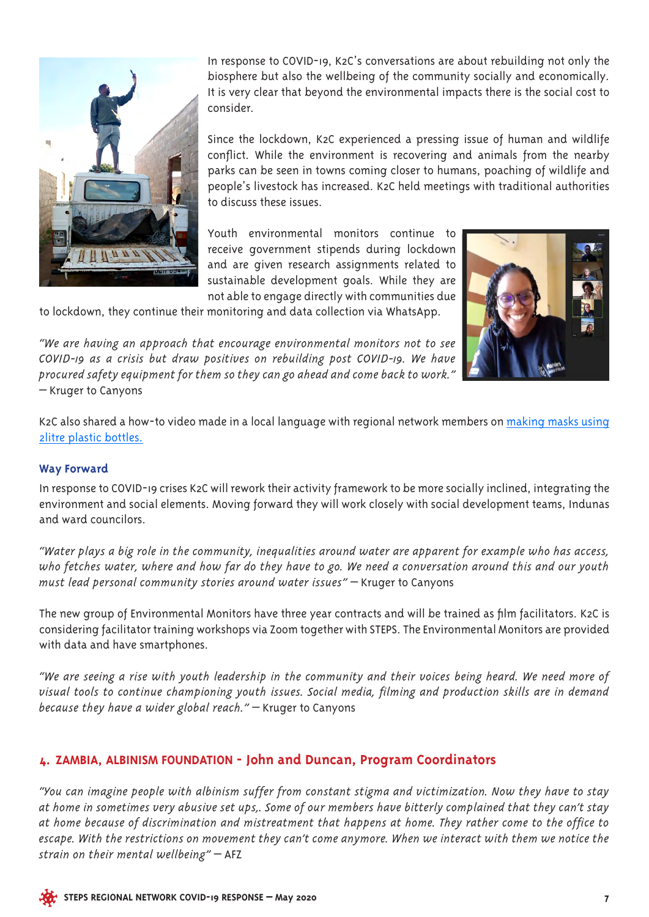In response to COVID-19, K2C's conversations are about rebuilding not only the biosphere but also the wellbeing of the community socially and economically. It is very clear that beyond the environmental impacts there is the social cost to consider.

Since the lockdown, K2C experienced a pressing issue of human and wildlife conflict. While the environment is recovering and animals from the nearby parks can be seen in towns coming closer to humans, poaching of wildlife and people's livestock has increased. K2C held meetings with traditional authorities to discuss these issues.

Youth environmental monitors continue to receive government stipends during lockdown and are given research assignments related to sustainable development goals. While they are not able to engage directly with communities due to lockdown, they continue their monitoring and data collection via WhatsApp.

*"We are having an approach that encourage environmental monitors not to see COVID-19 as a crisis but draw positives on rebuilding post COVID-19. We have procured safety equipment for them so they can go ahead and come back to work."* — Kruger to Canyons

K2C also shared a how-to video made in a local language with regional network members on making masks using 2litre plastic bottles.

### Way Forward

In response to COVID-19 crises K2C will rework their activity framework to be more socially inclined, integrating the environment and social elements. Moving forward they will work closely with social development teams, Indunas and ward councilors.

*"Water plays a big role in the community, inequalities around water are apparent for example who has access, who fetches water, where and how far do they have to go. We need a conversation around this and our youth must lead personal community stories around water issues"* — Kruger to Canyons

The new group of Environmental Monitors have three year contracts and will be trained as film facilitators. K2C is considering facilitator training workshops via Zoom together with STEPS. The Environmental Monitors are provided with data and have smartphones.

*"We are seeing a rise with youth leadership in the community and their voices being heard. We need more of visual tools to continue championing youth issues. Social media, filming and production skills are in demand because they have a wider global reach."* — Kruger to Canyons

## 4. ZAMBIA, ALBINISM FOUNDATION - John and Duncan, Program Coordinators

*"You can imagine people with albinism suffer from constant stigma and victimization. Now they have to stay at home in sometimes very abusive set ups,. Some of our members have bitterly complained that they can't stay at home because of discrimination and mistreatment that happens at home. They rather come to the office to escape. With the restrictions on movement they can't come anymore. When we interact with them we notice the strain on their mental wellbeing"* — AFZ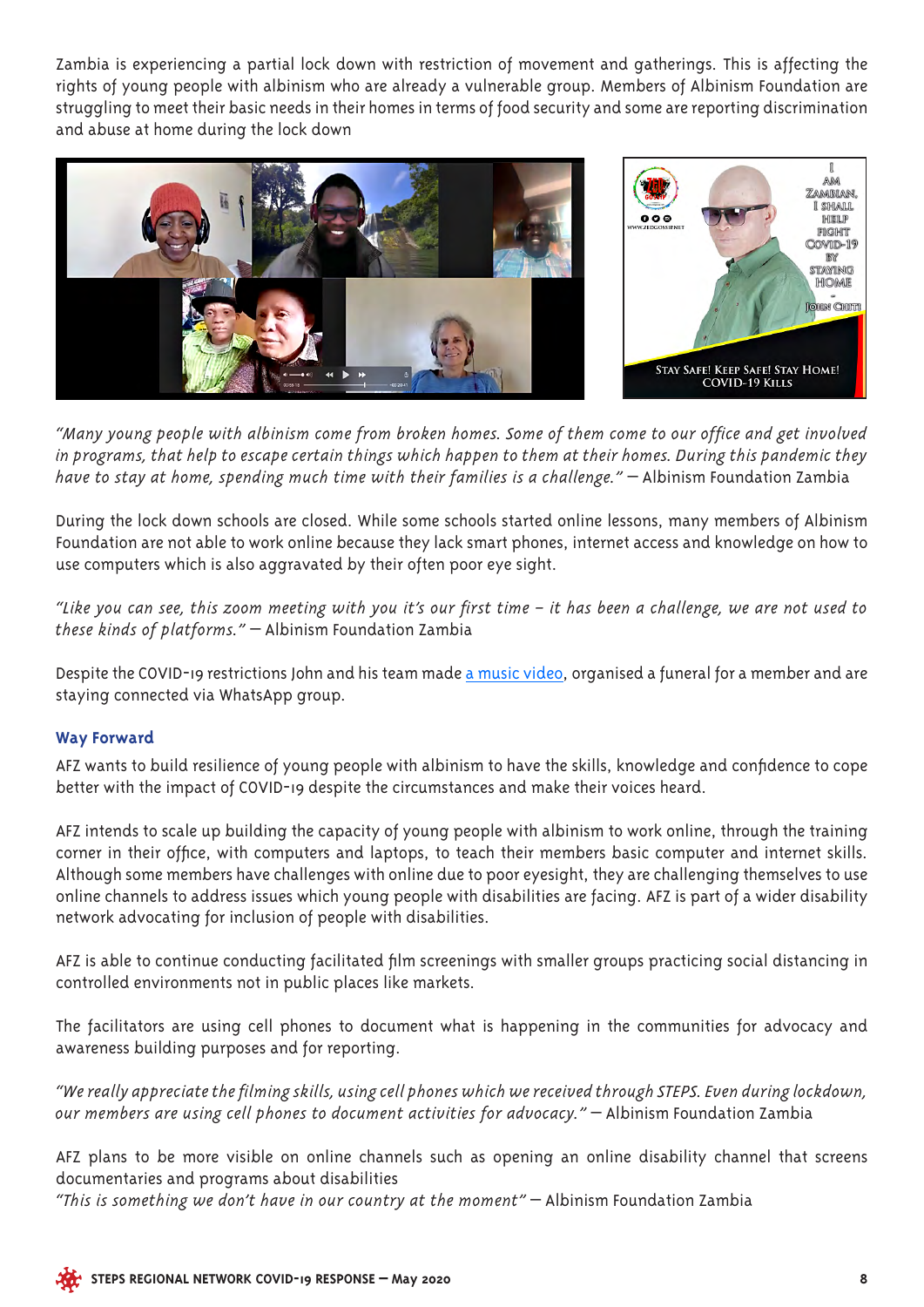Zambia is experiencing a partial lock down with restriction of movement and gatherings. This is affecting the rights of young people with albinism who are already a vulnerable group. Members of Albinism Foundation are struggling to meet their basic needs in their homes in terms of food security and some are reporting discrimination and abuse at home during the lock down

*"Many young people with albinism come from broken homes. Some of them come to our office and get involved in programs, that help to escape certain things which happen to them at their homes. During this pandemic they have to stay at home, spending much time with their families is a challenge."* — Albinism Foundation Zambia

During the lock down schools are closed. While some schools started online lessons, many members of Albinism Foundation are not able to work online because they lack smart phones, internet access and knowledge on how to use computers which is also aggravated by their often poor eye sight.

*"Like you can see, this zoom meeting with you it's our first time – it has been a challenge, we are not used to these kinds of platforms."* — Albinism Foundation Zambia

Despite the COVID-19 restrictions John and his team made a music video, organised a funeral for a member and are staying connected via WhatsApp group.

### Way Forward

AFZ wants to build resilience of young people with albinism to have the skills, knowledge and confidence to cope better with the impact of COVID-19 despite the circumstances and make their voices heard.

AFZ intends to scale up building the capacity of young people with albinism to work online, through the training corner in their office, with computers and laptops, to teach their members basic computer and internet skills. Although some members have challenges with online due to poor eyesight, they are challenging themselves to use online channels to address issues which young people with disabilities are facing. AFZ is part of a wider disability network advocating for inclusion of people with disabilities.

AFZ is able to continue conducting facilitated film screenings with smaller groups practicing social distancing in controlled environments not in public places like markets.

The facilitators are using cell phones to document what is happening in the communities for advocacy and awareness building purposes and for reporting.

*"We really appreciate the filming skills, using cell phones which we received through STEPS. Even during lockdown, our members are using cell phones to document activities for advocacy."* — Albinism Foundation Zambia

AFZ plans to be more visible on online channels such as opening an online disability channel that screens documentaries and programs about disabilities

*"This is something we don't have in our country at the moment"* — Albinism Foundation Zambia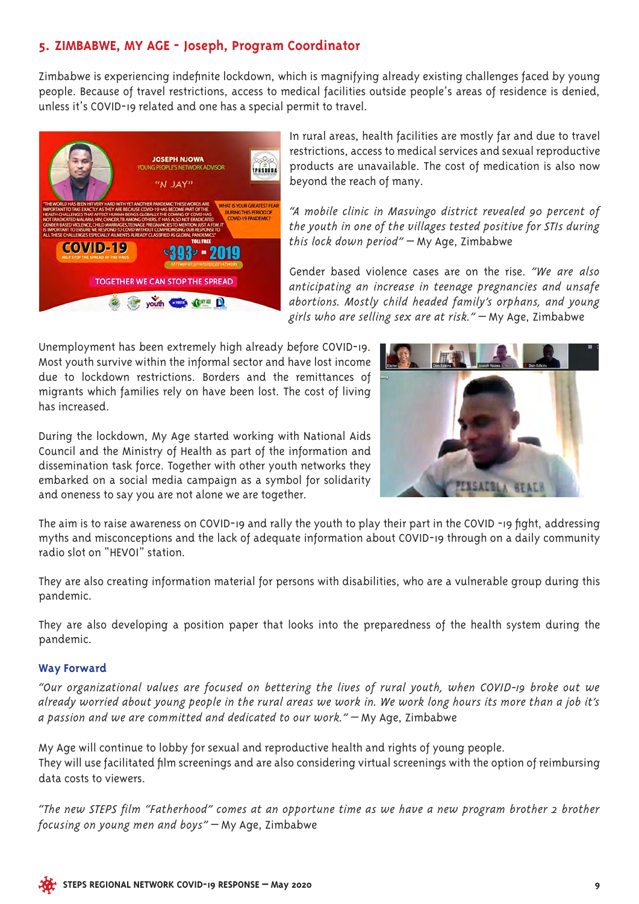## 5. ZIMBABWE, MY AGE - Joseph, Program Coordinator

Zimbabwe is experiencing indefinite lockdown, which is magnifying already existing challenges faced by young people. Because of travel restrictions, access to medical facilities outside people's areas of residence is denied, unless it's COVID-19 related and one has a special permit to travel.

In rural areas, health facilities are mostly far and due to travel restrictions, access to medical services and sexual reproductive products are unavailable. The cost of medication is also now beyond the reach of many.

*"A mobile clinic in Masvingo district revealed 90 percent of the youth in one of the villages tested positive for STIs during this lock down period"* — My Age, Zimbabwe

Gender based violence cases are on the rise. *"We are also anticipating an increase in teenage pregnancies and unsafe abortions. Mostly child headed family's orphans, and young girls who are selling sex are at risk."* — My Age, Zimbabwe

Unemployment has been extremely high already before COVID-19. Most youth survive within the informal sector and have lost income due to lockdown restrictions. Borders and the remittances of migrants which families rely on have been lost. The cost of living has increased.

During the lockdown, My Age started working with National Aids Council and the Ministry of Health as part of the information and dissemination task force. Together with other youth networks they embarked on a social media campaign as a symbol for solidarity and oneness to say you are not alone we are together.

The aim is to raise awareness on COVID-19 and rally the youth to play their part in the COVID -19 fight, addressing myths and misconceptions and the lack of adequate information about COVID-19 through on a daily community radio slot on "HEVOI" station.

They are also creating information material for persons with disabilities, who are a vulnerable group during this pandemic.

They are also developing a position paper that looks into the preparedness of the health system during the pandemic.

### Way Forward

*"Our organizational values are focused on bettering the lives of rural youth, when COVID-19 broke out we already worried about young people in the rural areas we work in. We work long hours its more than a job it's a passion and we are committed and dedicated to our work."* — My Age, Zimbabwe

My Age will continue to lobby for sexual and reproductive health and rights of young people.
They will use facilitated film screenings and are also considering virtual screenings with the option of reimbursing data costs to viewers.

*"The new STEPS film "Fatherhood" comes at an opportune time as we have a new program brother 2 brother focusing on young men and boys"* — My Age, Zimbabwe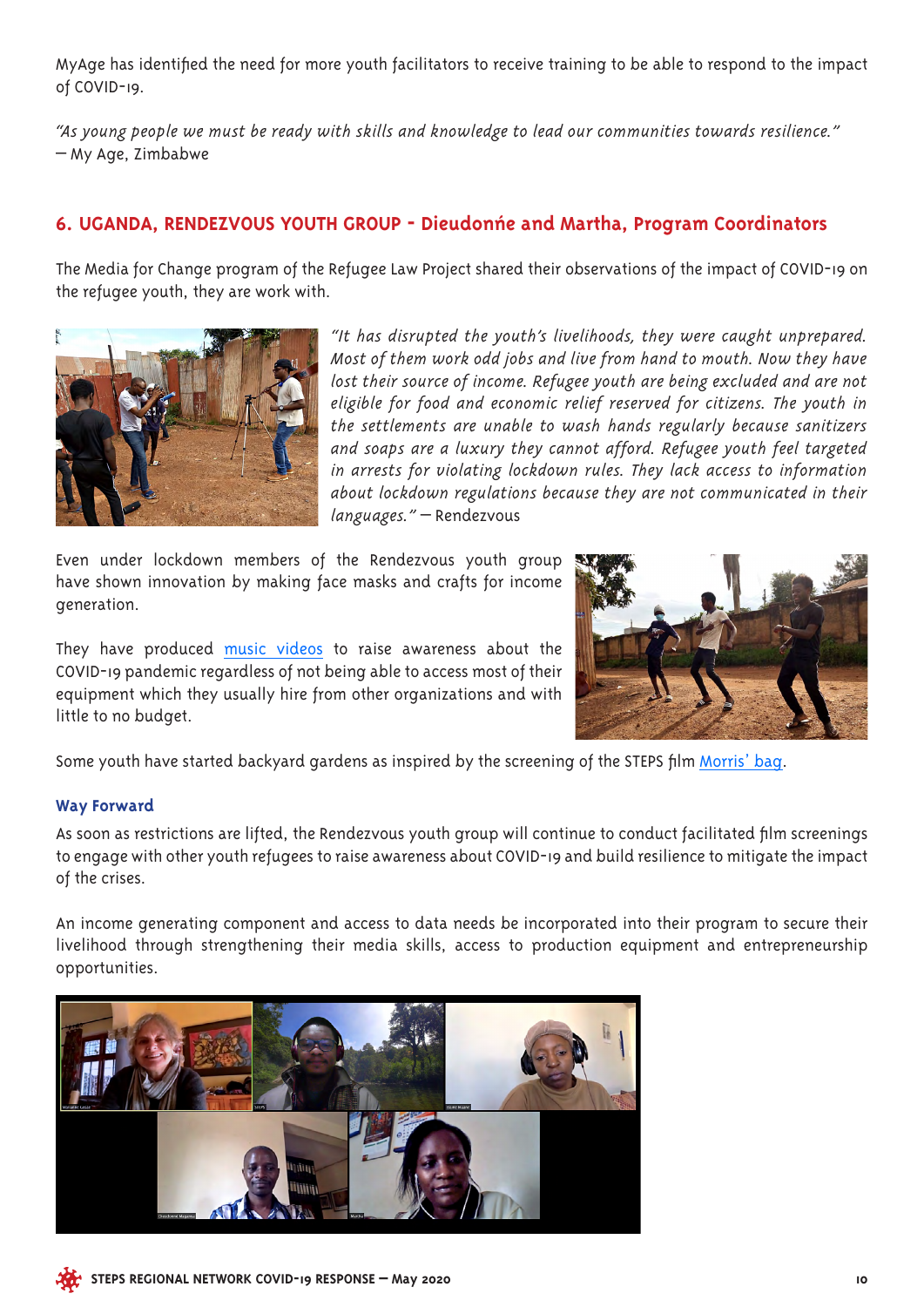MyAge has identified the need for more youth facilitators to receive training to be able to respond to the impact of COVID-19.

*"As young people we must be ready with skills and knowledge to lead our communities towards resilience."*
— My Age, Zimbabwe

## 6. UGANDA, RENDEZVOUS YOUTH GROUP - Dieudonńe and Martha, Program Coordinators

The Media for Change program of the Refugee Law Project shared their observations of the impact of COVID-19 on the refugee youth, they are work with.

*"It has disrupted the youth's livelihoods, they were caught unprepared. Most of them work odd jobs and live from hand to mouth. Now they have lost their source of income. Refugee youth are being excluded and are not eligible for food and economic relief reserved for citizens. The youth in the settlements are unable to wash hands regularly because sanitizers and soaps are a luxury they cannot afford. Refugee youth feel targeted in arrests for violating lockdown rules. They lack access to information about lockdown regulations because they are not communicated in their languages."* — Rendezvous

Even under lockdown members of the Rendezvous youth group have shown innovation by making face masks and crafts for income generation.

They have produced music videos to raise awareness about the COVID-19 pandemic regardless of not being able to access most of their equipment which they usually hire from other organizations and with little to no budget.

Some youth have started backyard gardens as inspired by the screening of the STEPS film Morris' bag.

### Way Forward

As soon as restrictions are lifted, the Rendezvous youth group will continue to conduct facilitated film screenings to engage with other youth refugees to raise awareness about COVID-19 and build resilience to mitigate the impact of the crises.

An income generating component and access to data needs be incorporated into their program to secure their livelihood through strengthening their media skills, access to production equipment and entrepreneurship opportunities.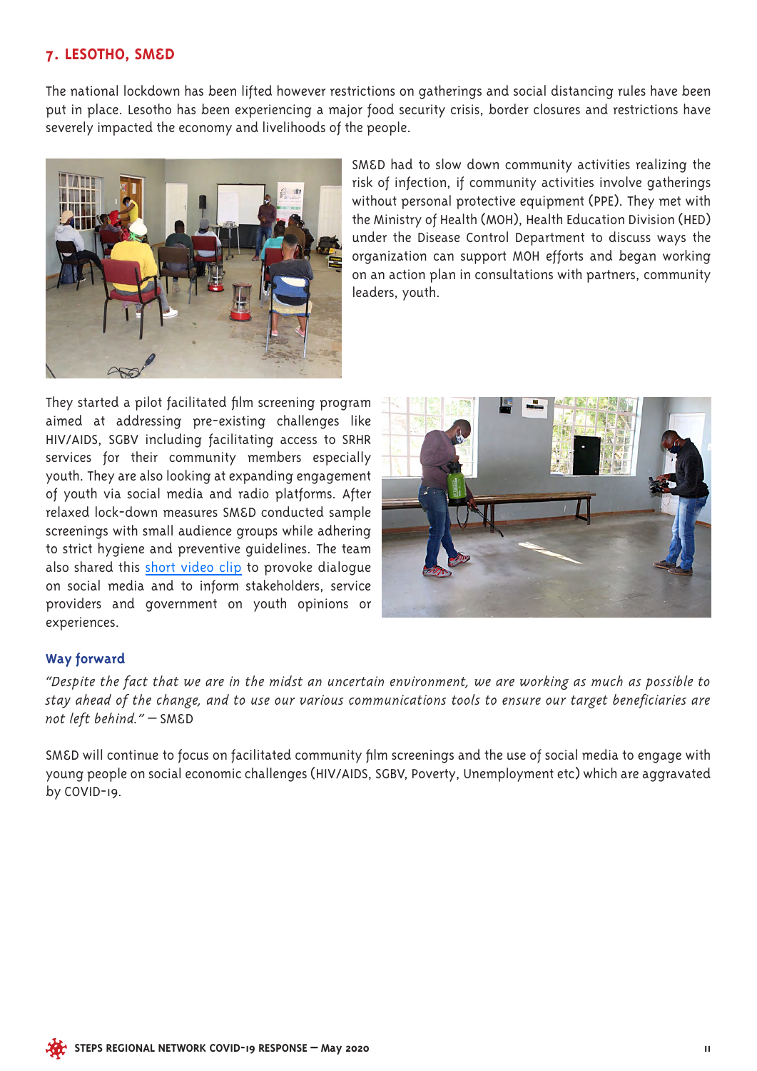## 7. LESOTHO, SM&D

The national lockdown has been lifted however restrictions on gatherings and social distancing rules have been put in place. Lesotho has been experiencing a major food security crisis, border closures and restrictions have severely impacted the economy and livelihoods of the people.

SM&D had to slow down community activities realizing the risk of infection, if community activities involve gatherings without personal protective equipment (PPE). They met with the Ministry of Health (MOH), Health Education Division (HED) under the Disease Control Department to discuss ways the organization can support MOH efforts and began working on an action plan in consultations with partners, community leaders, youth.

They started a pilot facilitated film screening program aimed at addressing pre-existing challenges like HIV/AIDS, SGBV including facilitating access to SRHR services for their community members especially youth. They are also looking at expanding engagement of youth via social media and radio platforms. After relaxed lock-down measures SM&D conducted sample screenings with small audience groups while adhering to strict hygiene and preventive guidelines. The team also shared this short video clip to provoke dialogue on social media and to inform stakeholders, service providers and government on youth opinions or experiences.

### Way forward

*"Despite the fact that we are in the midst an uncertain environment, we are working as much as possible to stay ahead of the change, and to use our various communications tools to ensure our target beneficiaries are not left behind."* — SM&D

SM&D will continue to focus on facilitated community film screenings and the use of social media to engage with young people on social economic challenges (HIV/AIDS, SGBV, Poverty, Unemployment etc) which are aggravated by COVID-19.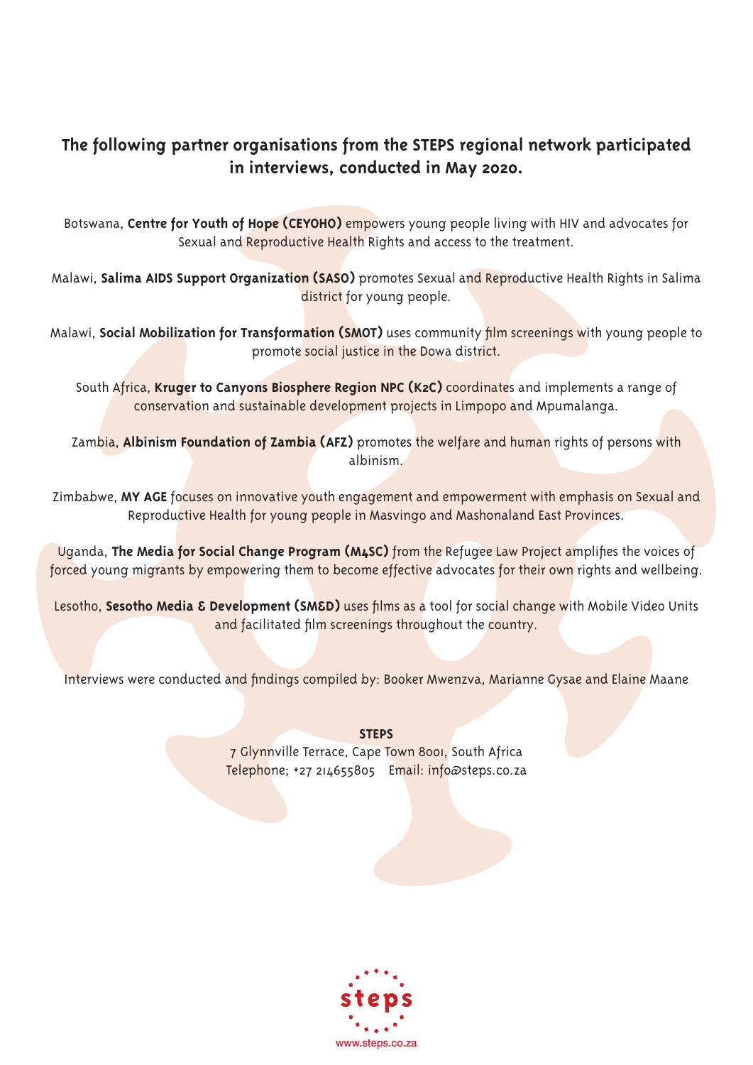## The following partner organisations from the STEPS regional network participated in interviews, conducted in May 2020.

Botswana, **Centre for Youth of Hope (CEYOHO)** empowers young people living with HIV and advocates for Sexual and Reproductive Health Rights and access to the treatment.

Malawi, **Salima AIDS Support Organization (SASO)** promotes Sexual and Reproductive Health Rights in Salima district for young people.

Malawi, **Social Mobilization for Transformation (SMOT)** uses community film screenings with young people to promote social justice in the Dowa district.

South Africa, **Kruger to Canyons Biosphere Region NPC (K2C)** coordinates and implements a range of conservation and sustainable development projects in Limpopo and Mpumalanga.

Zambia, **Albinism Foundation of Zambia (AFZ)** promotes the welfare and human rights of persons with albinism.

Zimbabwe, **MY AGE** focuses on innovative youth engagement and empowerment with emphasis on Sexual and Reproductive Health for young people in Masvingo and Mashonaland East Provinces.

Uganda, **The Media for Social Change Program (M4SC)** from the Refugee Law Project amplifies the voices of forced young migrants by empowering them to become effective advocates for their own rights and wellbeing.

Lesotho, **Sesotho Media & Development (SM&D)** uses films as a tool for social change with Mobile Video Units and facilitated film screenings throughout the country.

Interviews were conducted and findings compiled by: Booker Mwenzva, Marianne Gysae and Elaine Maane

**STEPS**
7 Glynnville Terrace, Cape Town 8001, South Africa
Telephone; +27 214655805 Email: info@steps.co.za

steps
www.steps.co.za